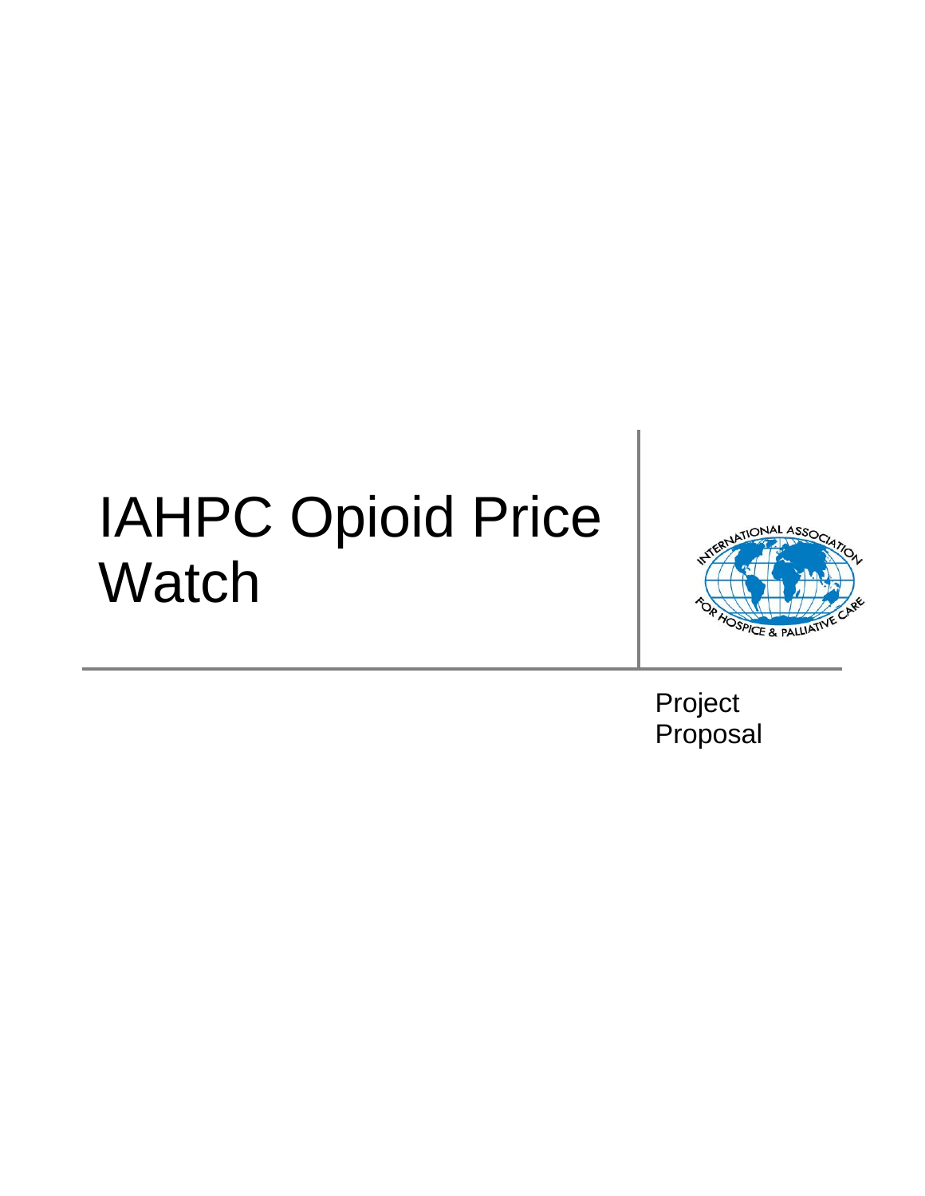# IAHPC Opioid Price Watch

Project Proposal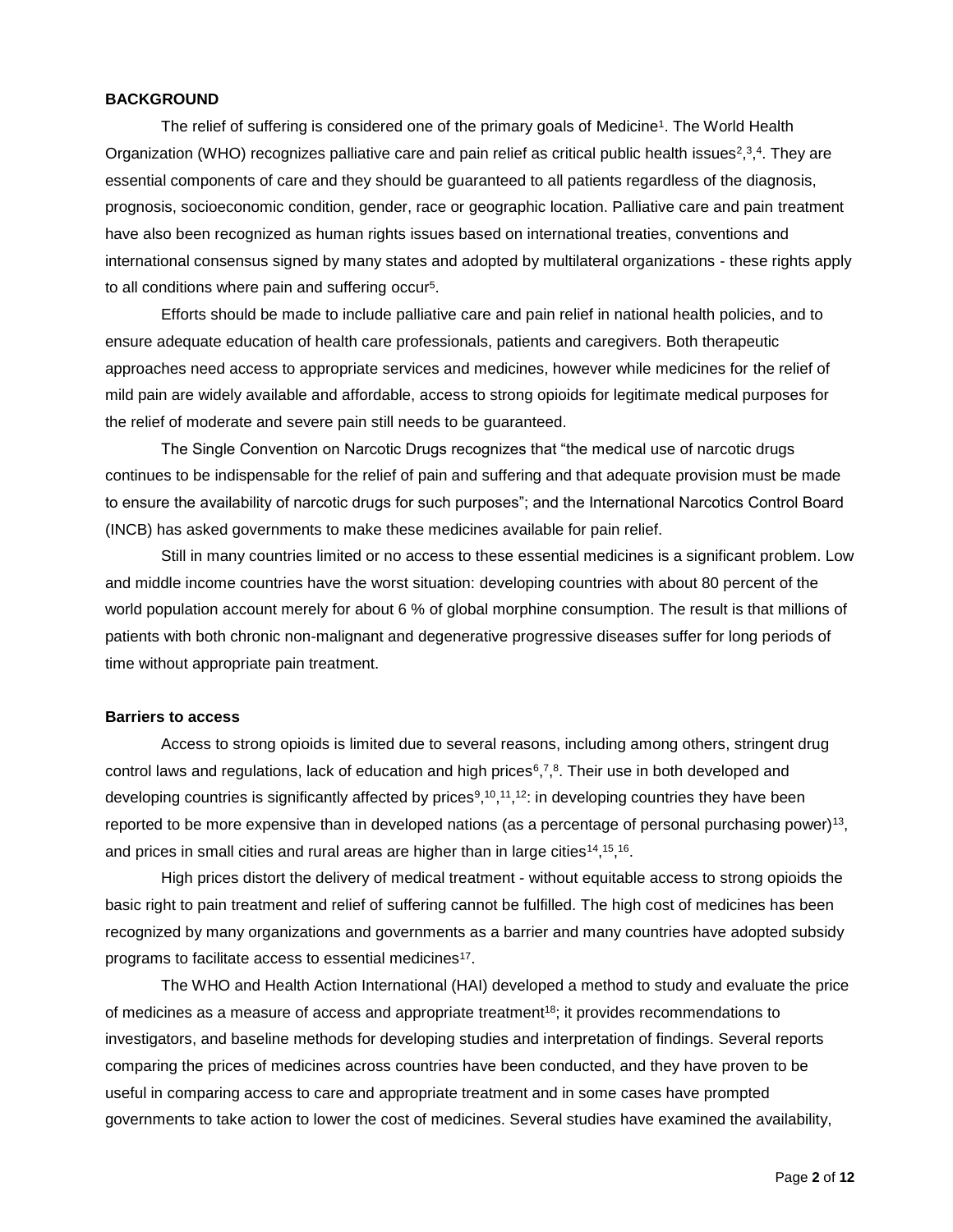## BACKGROUND

The relief of suffering is considered one of the primary goals of Medicine[1]. The World Health Organization (WHO) recognizes palliative care and pain relief as critical public health issues[2,3,4]. They are essential components of care and they should be guaranteed to all patients regardless of the diagnosis, prognosis, socioeconomic condition, gender, race or geographic location. Palliative care and pain treatment have also been recognized as human rights issues based on international treaties, conventions and international consensus signed by many states and adopted by multilateral organizations - these rights apply to all conditions where pain and suffering occur[5].

Efforts should be made to include palliative care and pain relief in national health policies, and to ensure adequate education of health care professionals, patients and caregivers. Both therapeutic approaches need access to appropriate services and medicines, however while medicines for the relief of mild pain are widely available and affordable, access to strong opioids for legitimate medical purposes for the relief of moderate and severe pain still needs to be guaranteed.

The Single Convention on Narcotic Drugs recognizes that "the medical use of narcotic drugs continues to be indispensable for the relief of pain and suffering and that adequate provision must be made to ensure the availability of narcotic drugs for such purposes"; and the International Narcotics Control Board (INCB) has asked governments to make these medicines available for pain relief.

Still in many countries limited or no access to these essential medicines is a significant problem. Low and middle income countries have the worst situation: developing countries with about 80 percent of the world population account merely for about 6 % of global morphine consumption. The result is that millions of patients with both chronic non-malignant and degenerative progressive diseases suffer for long periods of time without appropriate pain treatment.

### Barriers to access

Access to strong opioids is limited due to several reasons, including among others, stringent drug control laws and regulations, lack of education and high prices[6,7,8]. Their use in both developed and developing countries is significantly affected by prices[9,10,11,12]: in developing countries they have been reported to be more expensive than in developed nations (as a percentage of personal purchasing power)[13], and prices in small cities and rural areas are higher than in large cities[14,15,16].

High prices distort the delivery of medical treatment - without equitable access to strong opioids the basic right to pain treatment and relief of suffering cannot be fulfilled. The high cost of medicines has been recognized by many organizations and governments as a barrier and many countries have adopted subsidy programs to facilitate access to essential medicines[17].

The WHO and Health Action International (HAI) developed a method to study and evaluate the price of medicines as a measure of access and appropriate treatment[18]; it provides recommendations to investigators, and baseline methods for developing studies and interpretation of findings. Several reports comparing the prices of medicines across countries have been conducted, and they have proven to be useful in comparing access to care and appropriate treatment and in some cases have prompted governments to take action to lower the cost of medicines. Several studies have examined the availability,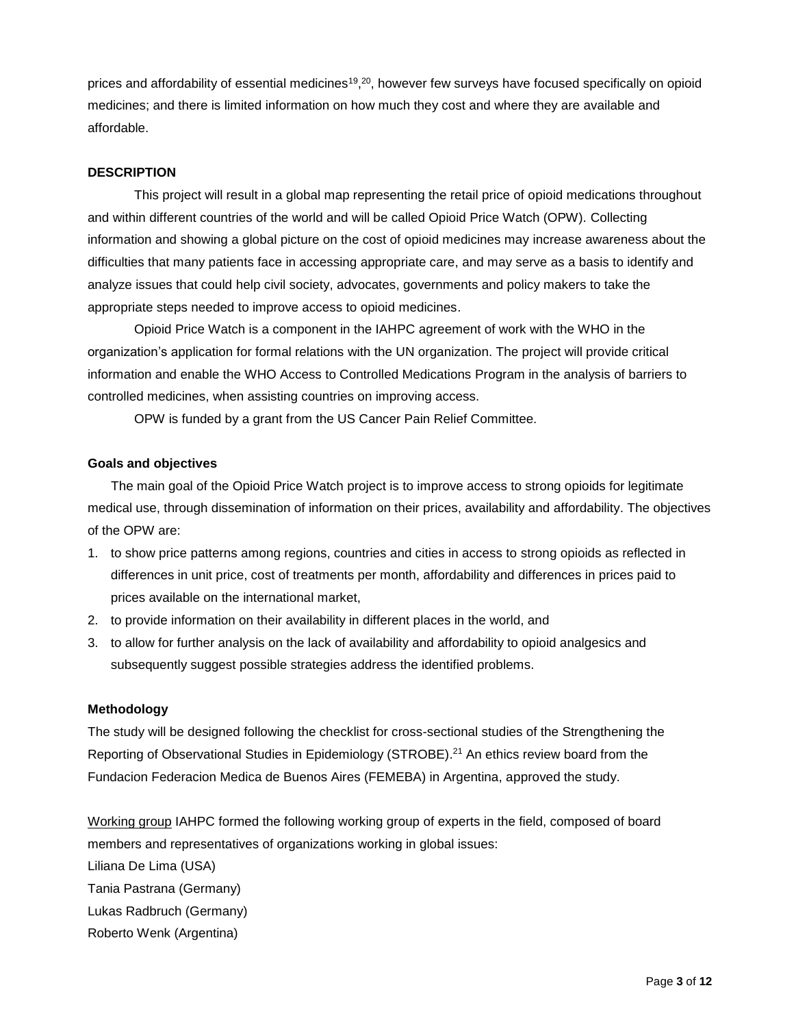prices and affordability of essential medicines[19],[20], however few surveys have focused specifically on opioid medicines; and there is limited information on how much they cost and where they are available and affordable.

## DESCRIPTION

This project will result in a global map representing the retail price of opioid medications throughout and within different countries of the world and will be called Opioid Price Watch (OPW). Collecting information and showing a global picture on the cost of opioid medicines may increase awareness about the difficulties that many patients face in accessing appropriate care, and may serve as a basis to identify and analyze issues that could help civil society, advocates, governments and policy makers to take the appropriate steps needed to improve access to opioid medicines.

Opioid Price Watch is a component in the IAHPC agreement of work with the WHO in the organization's application for formal relations with the UN organization. The project will provide critical information and enable the WHO Access to Controlled Medications Program in the analysis of barriers to controlled medicines, when assisting countries on improving access.

OPW is funded by a grant from the US Cancer Pain Relief Committee.

### Goals and objectives

The main goal of the Opioid Price Watch project is to improve access to strong opioids for legitimate medical use, through dissemination of information on their prices, availability and affordability. The objectives of the OPW are:

1. to show price patterns among regions, countries and cities in access to strong opioids as reflected in differences in unit price, cost of treatments per month, affordability and differences in prices paid to prices available on the international market,
2. to provide information on their availability in different places in the world, and
3. to allow for further analysis on the lack of availability and affordability to opioid analgesics and subsequently suggest possible strategies address the identified problems.

### Methodology

The study will be designed following the checklist for cross-sectional studies of the Strengthening the Reporting of Observational Studies in Epidemiology (STROBE).[21] An ethics review board from the Fundacion Federacion Medica de Buenos Aires (FEMEBA) in Argentina, approved the study.

Working group IAHPC formed the following working group of experts in the field, composed of board members and representatives of organizations working in global issues:

Liliana De Lima (USA)
Tania Pastrana (Germany)
Lukas Radbruch (Germany)
Roberto Wenk (Argentina)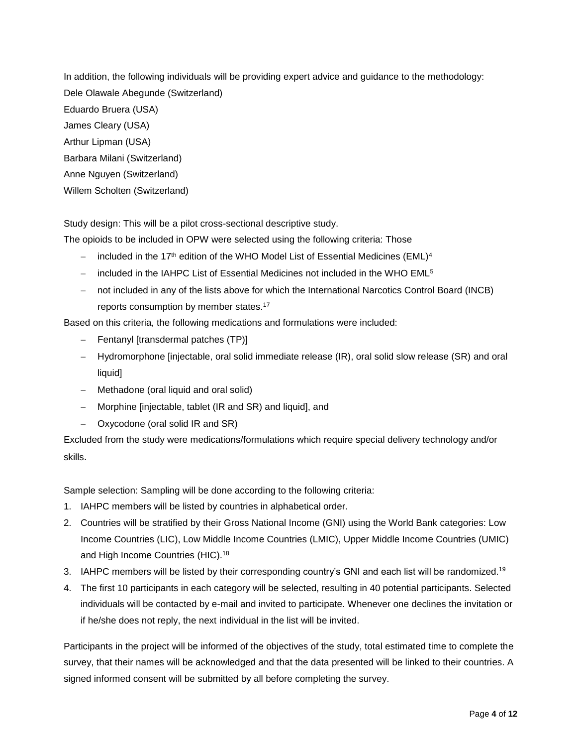In addition, the following individuals will be providing expert advice and guidance to the methodology:

Dele Olawale Abegunde (Switzerland)

Eduardo Bruera (USA)

James Cleary (USA)

Arthur Lipman (USA)

Barbara Milani (Switzerland)

Anne Nguyen (Switzerland)

Willem Scholten (Switzerland)

Study design: This will be a pilot cross-sectional descriptive study.

The opioids to be included in OPW were selected using the following criteria: Those

- included in the 17th edition of the WHO Model List of Essential Medicines (EML)[4]
- included in the IAHPC List of Essential Medicines not included in the WHO EML[5]
- not included in any of the lists above for which the International Narcotics Control Board (INCB) reports consumption by member states.[17]

Based on this criteria, the following medications and formulations were included:

- Fentanyl [transdermal patches (TP)]
- Hydromorphone [injectable, oral solid immediate release (IR), oral solid slow release (SR) and oral liquid]
- Methadone (oral liquid and oral solid)
- Morphine [injectable, tablet (IR and SR) and liquid], and
- Oxycodone (oral solid IR and SR)

Excluded from the study were medications/formulations which require special delivery technology and/or skills.

Sample selection: Sampling will be done according to the following criteria:

1. IAHPC members will be listed by countries in alphabetical order.
2. Countries will be stratified by their Gross National Income (GNI) using the World Bank categories: Low Income Countries (LIC), Low Middle Income Countries (LMIC), Upper Middle Income Countries (UMIC) and High Income Countries (HIC).[18]
3. IAHPC members will be listed by their corresponding country's GNI and each list will be randomized.[19]
4. The first 10 participants in each category will be selected, resulting in 40 potential participants. Selected individuals will be contacted by e-mail and invited to participate. Whenever one declines the invitation or if he/she does not reply, the next individual in the list will be invited.

Participants in the project will be informed of the objectives of the study, total estimated time to complete the survey, that their names will be acknowledged and that the data presented will be linked to their countries. A signed informed consent will be submitted by all before completing the survey.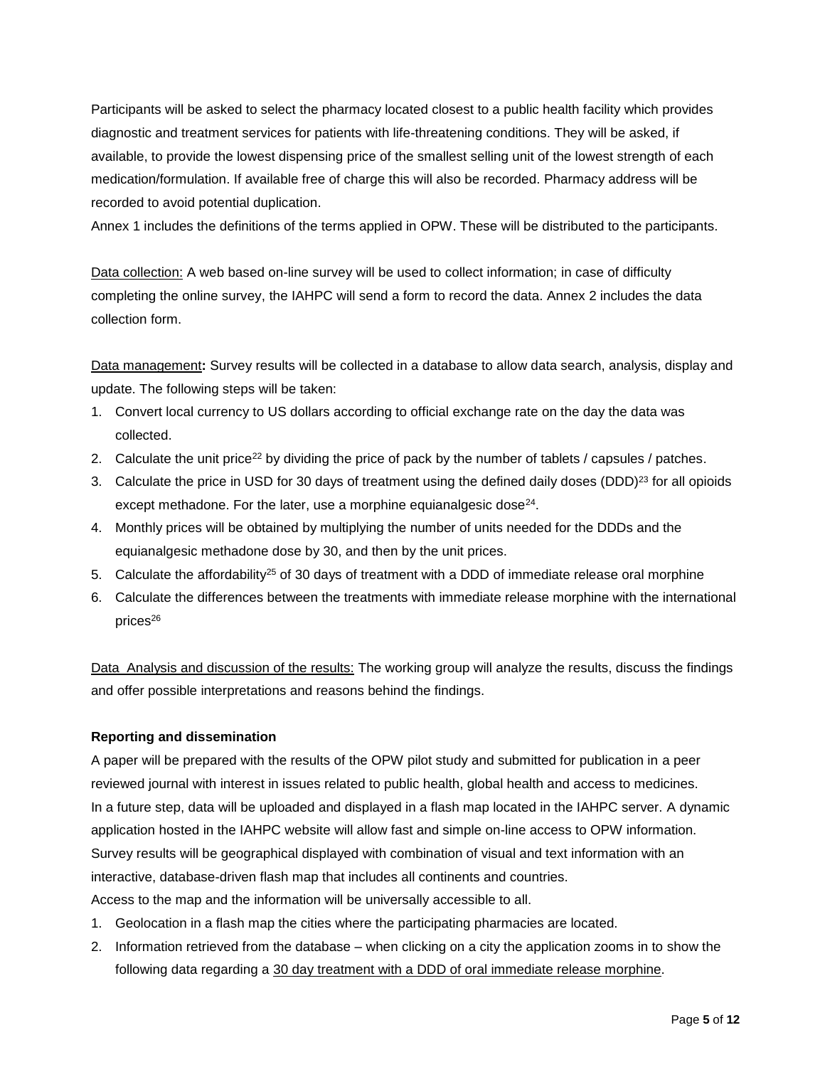Participants will be asked to select the pharmacy located closest to a public health facility which provides diagnostic and treatment services for patients with life-threatening conditions. They will be asked, if available, to provide the lowest dispensing price of the smallest selling unit of the lowest strength of each medication/formulation. If available free of charge this will also be recorded. Pharmacy address will be recorded to avoid potential duplication.

Annex 1 includes the definitions of the terms applied in OPW. These will be distributed to the participants.

Data collection: A web based on-line survey will be used to collect information; in case of difficulty completing the online survey, the IAHPC will send a form to record the data. Annex 2 includes the data collection form.

Data management**:** Survey results will be collected in a database to allow data search, analysis, display and update. The following steps will be taken:

1. Convert local currency to US dollars according to official exchange rate on the day the data was collected.
2. Calculate the unit price[22] by dividing the price of pack by the number of tablets / capsules / patches.
3. Calculate the price in USD for 30 days of treatment using the defined daily doses (DDD)[23] for all opioids except methadone. For the later, use a morphine equianalgesic dose[24].
4. Monthly prices will be obtained by multiplying the number of units needed for the DDDs and the equianalgesic methadone dose by 30, and then by the unit prices.
5. Calculate the affordability[25] of 30 days of treatment with a DDD of immediate release oral morphine
6. Calculate the differences between the treatments with immediate release morphine with the international prices[26]

Data Analysis and discussion of the results: The working group will analyze the results, discuss the findings and offer possible interpretations and reasons behind the findings.

**Reporting and dissemination**

A paper will be prepared with the results of the OPW pilot study and submitted for publication in a peer reviewed journal with interest in issues related to public health, global health and access to medicines.

In a future step, data will be uploaded and displayed in a flash map located in the IAHPC server. A dynamic application hosted in the IAHPC website will allow fast and simple on-line access to OPW information. Survey results will be geographical displayed with combination of visual and text information with an interactive, database-driven flash map that includes all continents and countries.

Access to the map and the information will be universally accessible to all.

1. Geolocation in a flash map the cities where the participating pharmacies are located.
2. Information retrieved from the database – when clicking on a city the application zooms in to show the following data regarding a 30 day treatment with a DDD of oral immediate release morphine.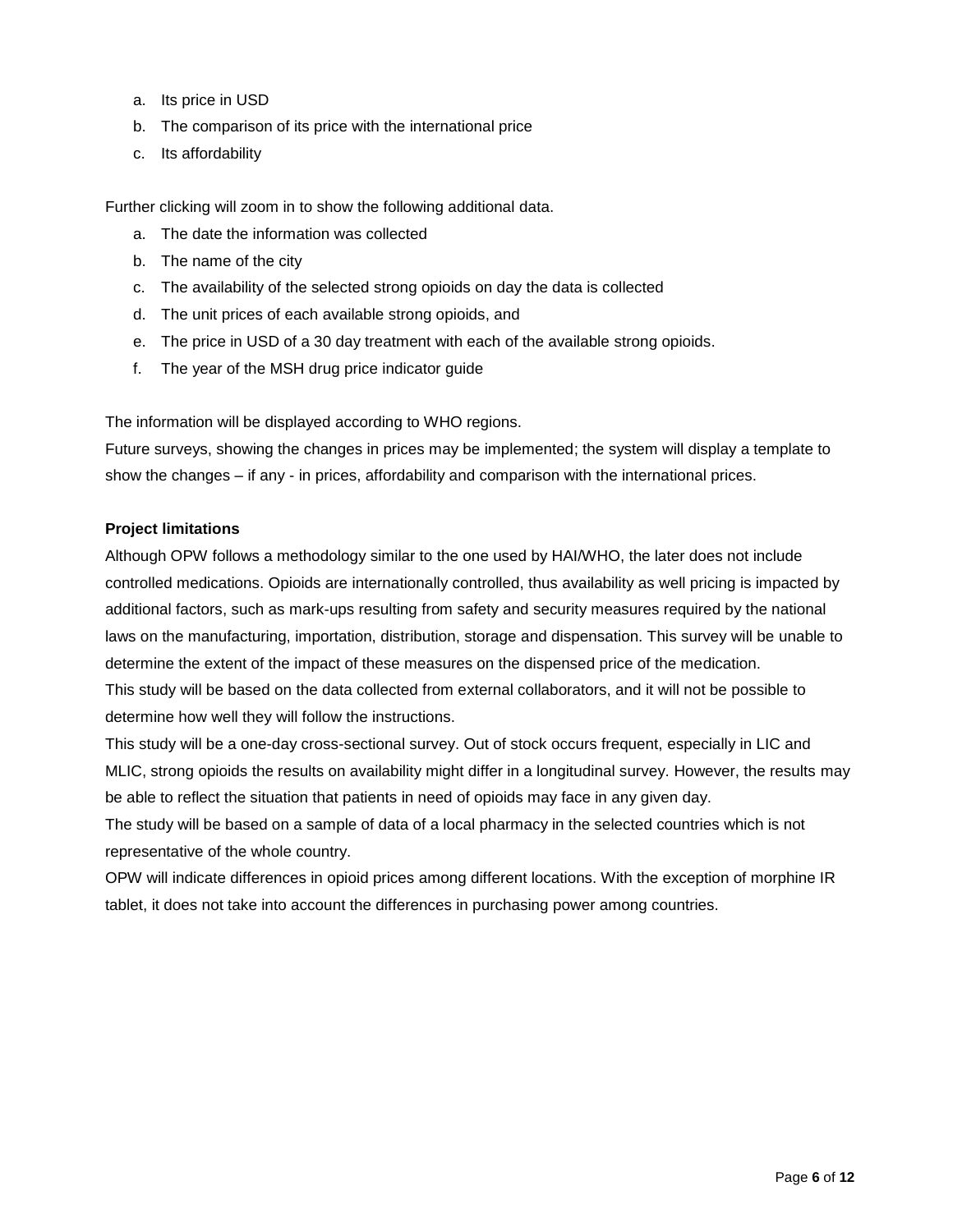a. Its price in USD
b. The comparison of its price with the international price
c. Its affordability

Further clicking will zoom in to show the following additional data.

a. The date the information was collected
b. The name of the city
c. The availability of the selected strong opioids on day the data is collected
d. The unit prices of each available strong opioids, and
e. The price in USD of a 30 day treatment with each of the available strong opioids.
f. The year of the MSH drug price indicator guide

The information will be displayed according to WHO regions.
Future surveys, showing the changes in prices may be implemented; the system will display a template to show the changes – if any - in prices, affordability and comparison with the international prices.

**Project limitations**

Although OPW follows a methodology similar to the one used by HAI/WHO, the later does not include controlled medications. Opioids are internationally controlled, thus availability as well pricing is impacted by additional factors, such as mark-ups resulting from safety and security measures required by the national laws on the manufacturing, importation, distribution, storage and dispensation. This survey will be unable to determine the extent of the impact of these measures on the dispensed price of the medication.
This study will be based on the data collected from external collaborators, and it will not be possible to determine how well they will follow the instructions.
This study will be a one-day cross-sectional survey. Out of stock occurs frequent, especially in LIC and MLIC, strong opioids the results on availability might differ in a longitudinal survey. However, the results may be able to reflect the situation that patients in need of opioids may face in any given day.
The study will be based on a sample of data of a local pharmacy in the selected countries which is not representative of the whole country.
OPW will indicate differences in opioid prices among different locations. With the exception of morphine IR tablet, it does not take into account the differences in purchasing power among countries.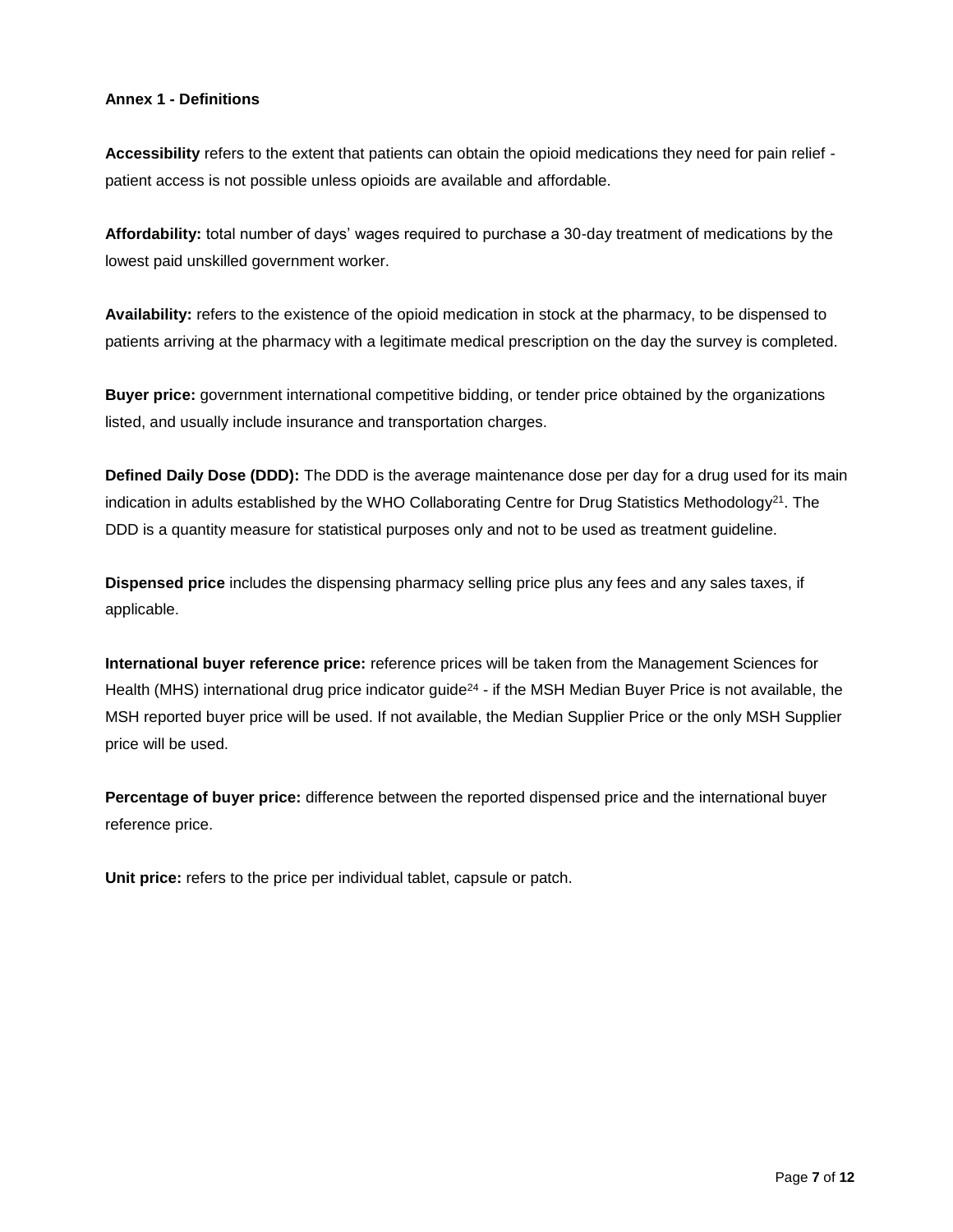**Annex 1 - Definitions**

**Accessibility** refers to the extent that patients can obtain the opioid medications they need for pain relief - patient access is not possible unless opioids are available and affordable.

**Affordability:** total number of days' wages required to purchase a 30-day treatment of medications by the lowest paid unskilled government worker.

**Availability:** refers to the existence of the opioid medication in stock at the pharmacy, to be dispensed to patients arriving at the pharmacy with a legitimate medical prescription on the day the survey is completed.

**Buyer price:** government international competitive bidding, or tender price obtained by the organizations listed, and usually include insurance and transportation charges.

**Defined Daily Dose (DDD):** The DDD is the average maintenance dose per day for a drug used for its main indication in adults established by the WHO Collaborating Centre for Drug Statistics Methodology[21]. The DDD is a quantity measure for statistical purposes only and not to be used as treatment guideline.

**Dispensed price** includes the dispensing pharmacy selling price plus any fees and any sales taxes, if applicable.

**International buyer reference price:** reference prices will be taken from the Management Sciences for Health (MHS) international drug price indicator guide[24] - if the MSH Median Buyer Price is not available, the MSH reported buyer price will be used. If not available, the Median Supplier Price or the only MSH Supplier price will be used.

**Percentage of buyer price:** difference between the reported dispensed price and the international buyer reference price.

**Unit price:** refers to the price per individual tablet, capsule or patch.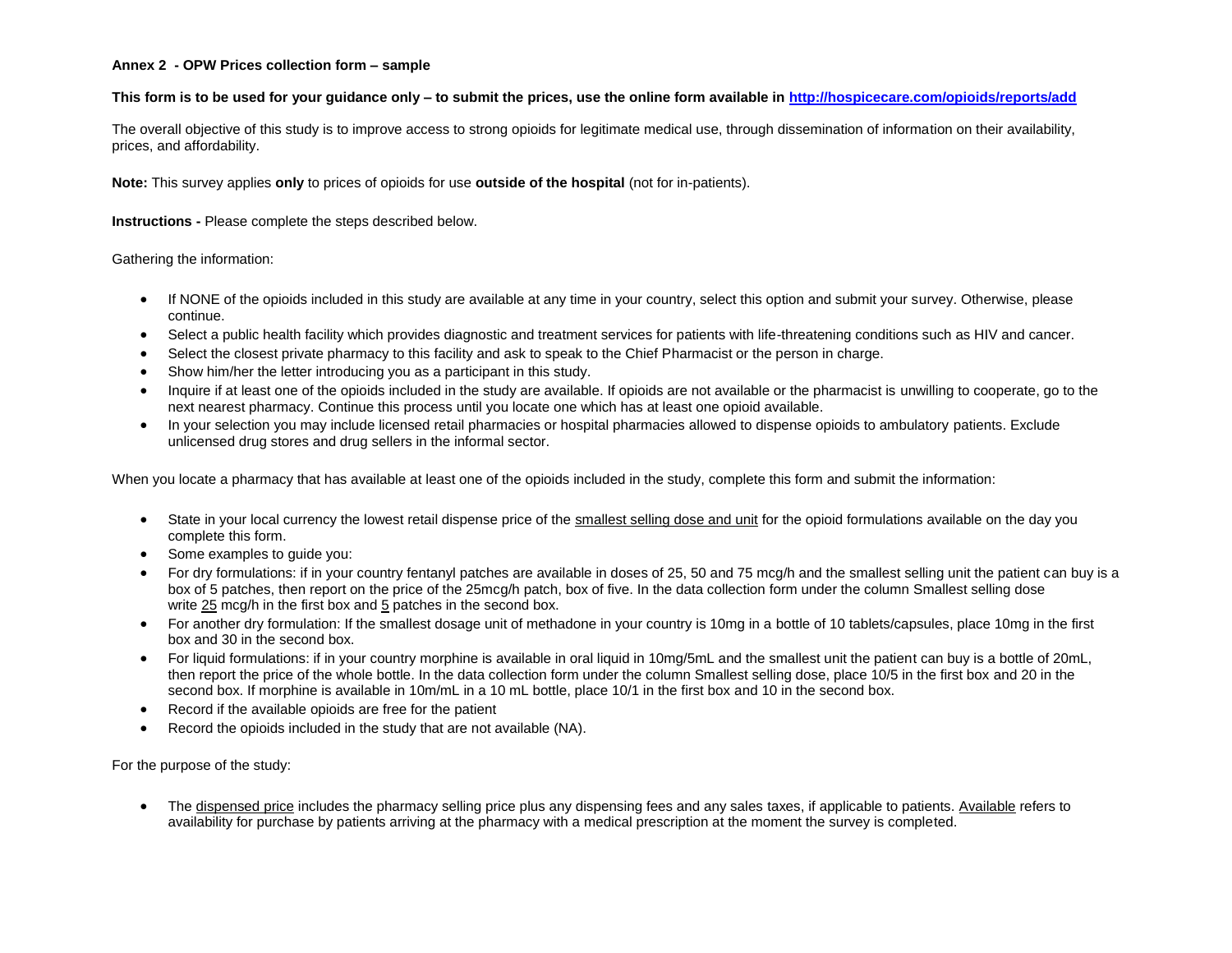**Annex 2 - OPW Prices collection form – sample**

**This form is to be used for your guidance only – to submit the prices, use the online form available in [http://hospicecare.com/opioids/reports/add](http://hospicecare.com/opioids/reports/add)**

The overall objective of this study is to improve access to strong opioids for legitimate medical use, through dissemination of information on their availability, prices, and affordability.

**Note:** This survey applies **only** to prices of opioids for use **outside of the hospital** (not for in-patients).

**Instructions -** Please complete the steps described below.

Gathering the information:

- If NONE of the opioids included in this study are available at any time in your country, select this option and submit your survey. Otherwise, please continue.
- Select a public health facility which provides diagnostic and treatment services for patients with life-threatening conditions such as HIV and cancer.
- Select the closest private pharmacy to this facility and ask to speak to the Chief Pharmacist or the person in charge.
- Show him/her the letter introducing you as a participant in this study.
- Inquire if at least one of the opioids included in the study are available. If opioids are not available or the pharmacist is unwilling to cooperate, go to the next nearest pharmacy. Continue this process until you locate one which has at least one opioid available.
- In your selection you may include licensed retail pharmacies or hospital pharmacies allowed to dispense opioids to ambulatory patients. Exclude unlicensed drug stores and drug sellers in the informal sector.

When you locate a pharmacy that has available at least one of the opioids included in the study, complete this form and submit the information:

- State in your local currency the lowest retail dispense price of the <u>smallest selling dose and unit</u> for the opioid formulations available on the day you complete this form.
- Some examples to guide you:
- For dry formulations: if in your country fentanyl patches are available in doses of 25, 50 and 75 mcg/h and the smallest selling unit the patient can buy is a box of 5 patches, then report on the price of the 25mcg/h patch, box of five. In the data collection form under the column Smallest selling dose write <u>25</u> mcg/h in the first box and <u>5</u> patches in the second box.
- For another dry formulation: If the smallest dosage unit of methadone in your country is 10mg in a bottle of 10 tablets/capsules, place 10mg in the first box and 30 in the second box.
- For liquid formulations: if in your country morphine is available in oral liquid in 10mg/5mL and the smallest unit the patient can buy is a bottle of 20mL, then report the price of the whole bottle. In the data collection form under the column Smallest selling dose, place 10/5 in the first box and 20 in the second box. If morphine is available in 10m/mL in a 10 mL bottle, place 10/1 in the first box and 10 in the second box.
- Record if the available opioids are free for the patient
- Record the opioids included in the study that are not available (NA).

For the purpose of the study:

- The <u>dispensed price</u> includes the pharmacy selling price plus any dispensing fees and any sales taxes, if applicable to patients. <u>Available</u> refers to availability for purchase by patients arriving at the pharmacy with a medical prescription at the moment the survey is completed.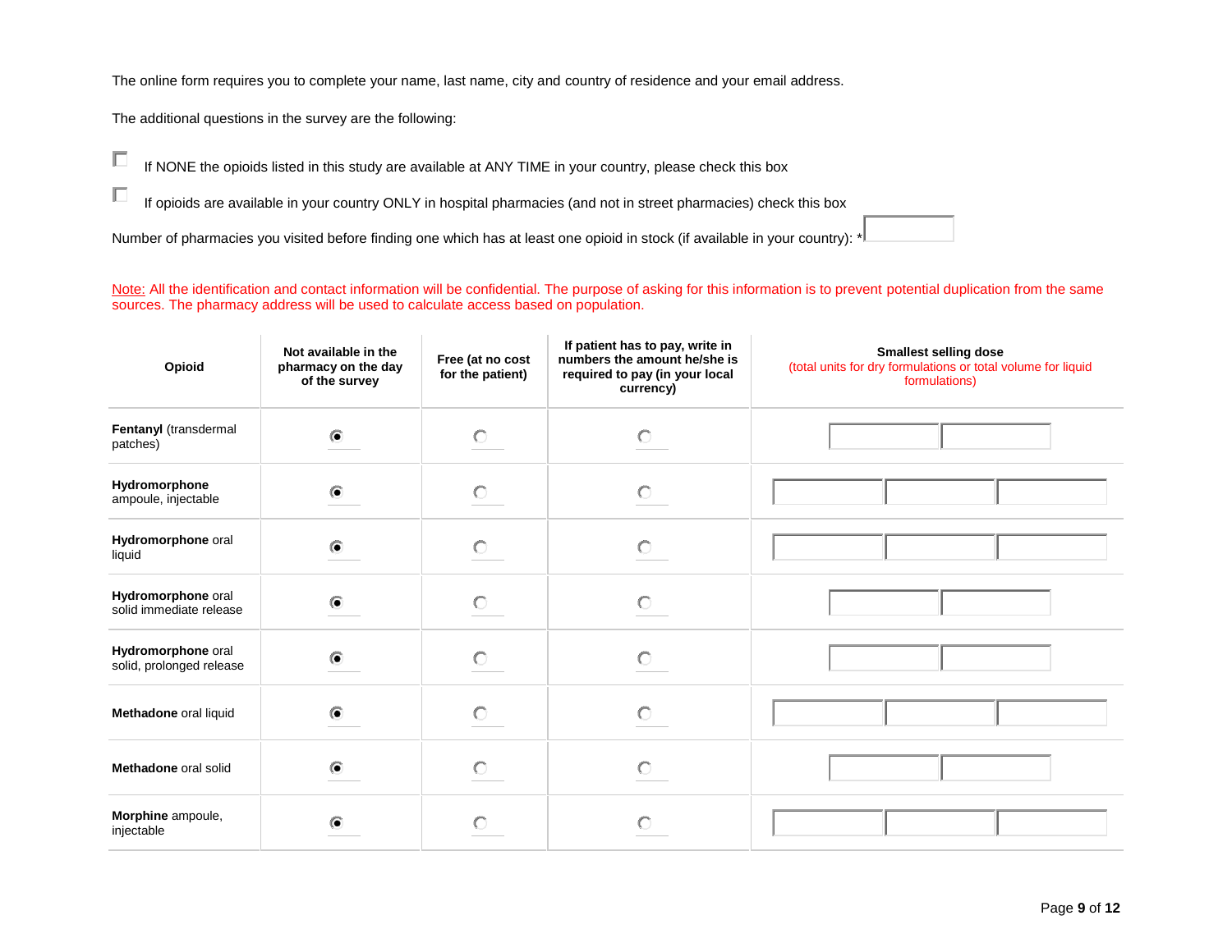The online form requires you to complete your name, last name, city and country of residence and your email address.

The additional questions in the survey are the following:

☐ If NONE the opioids listed in this study are available at ANY TIME in your country, please check this box

☐ If opioids are available in your country ONLY in hospital pharmacies (and not in street pharmacies) check this box

Number of pharmacies you visited before finding one which has at least one opioid in stock (if available in your country): * ______

Note: All the identification and contact information will be confidential. The purpose of asking for this information is to prevent potential duplication from the same sources. The pharmacy address will be used to calculate access based on population.

| Opioid | Not available in the pharmacy on the day of the survey | Free (at no cost for the patient) | If patient has to pay, write in numbers the amount he/she is required to pay (in your local currency) | Smallest selling dose (total units for dry formulations or total volume for liquid formulations) |
|---|---|---|---|---|
| **Fentanyl** (transdermal patches) | ◉ | ○ | ○ | ______ ______ |
| **Hydromorphone** ampoule, injectable | ◉ | ○ | ○ | ______ ______ ______ |
| **Hydromorphone** oral liquid | ◉ | ○ | ○ | ______ ______ ______ |
| **Hydromorphone** oral solid immediate release | ◉ | ○ | ○ | ______ ______ |
| **Hydromorphone** oral solid, prolonged release | ◉ | ○ | ○ | ______ ______ |
| **Methadone** oral liquid | ◉ | ○ | ○ | ______ ______ ______ |
| **Methadone** oral solid | ◉ | ○ | ○ | ______ ______ |
| **Morphine** ampoule, injectable | ◉ | ○ | ○ | ______ ______ ______ |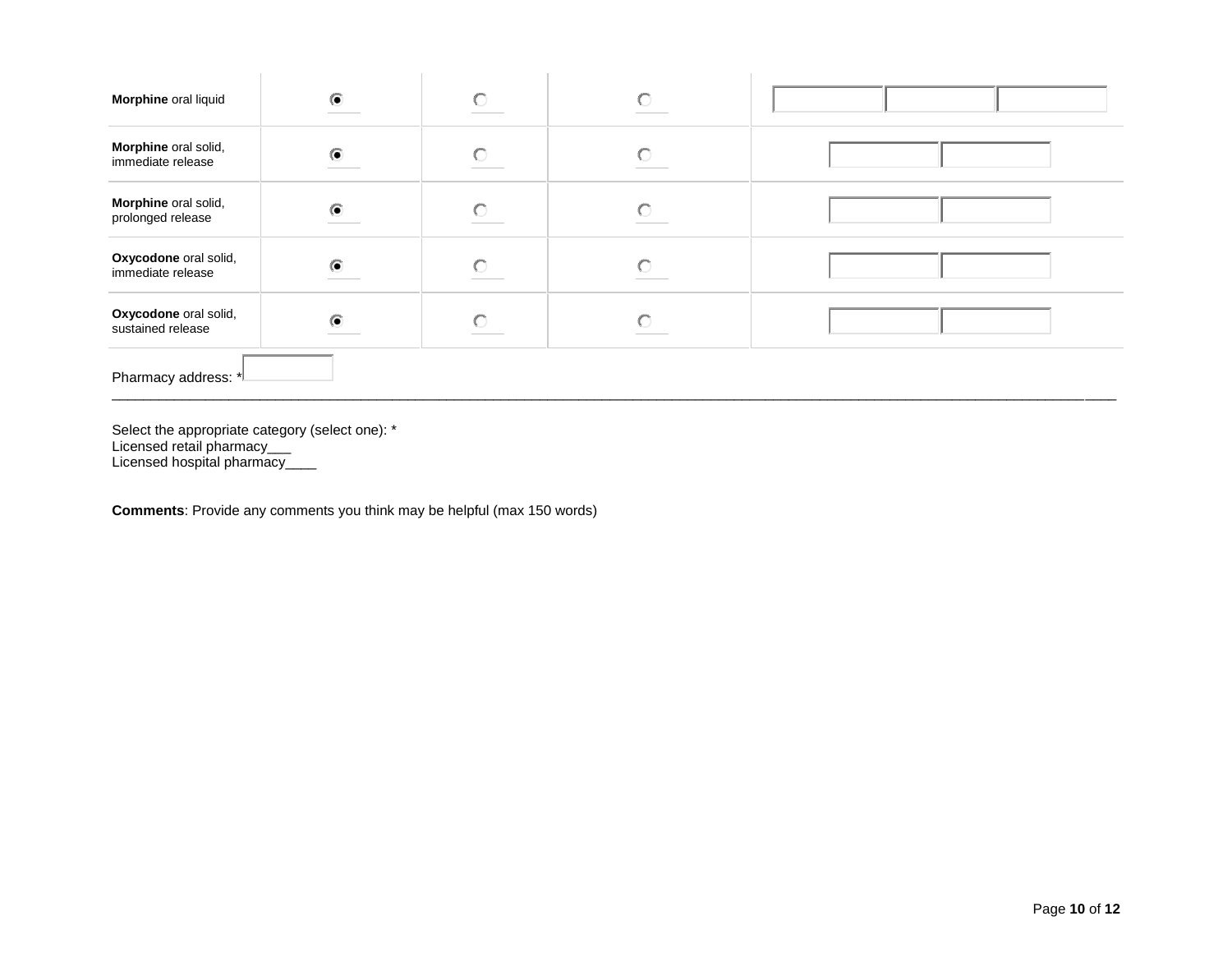| | | | | |
|---|---|---|---|---|
| **Morphine** oral liquid | ◉ | ○ | ○ | [ ] [ ] [ ] |
| **Morphine** oral solid, immediate release | ◉ | ○ | ○ | [ ] [ ] |
| **Morphine** oral solid, prolonged release | ◉ | ○ | ○ | [ ] [ ] |
| **Oxycodone** oral solid, immediate release | ◉ | ○ | ○ | [ ] [ ] |
| **Oxycodone** oral solid, sustained release | ◉ | ○ | ○ | [ ] [ ] |

Pharmacy address: * [ ]

---

Select the appropriate category (select one): *
Licensed retail pharmacy___
Licensed hospital pharmacy____

**Comments**: Provide any comments you think may be helpful (max 150 words)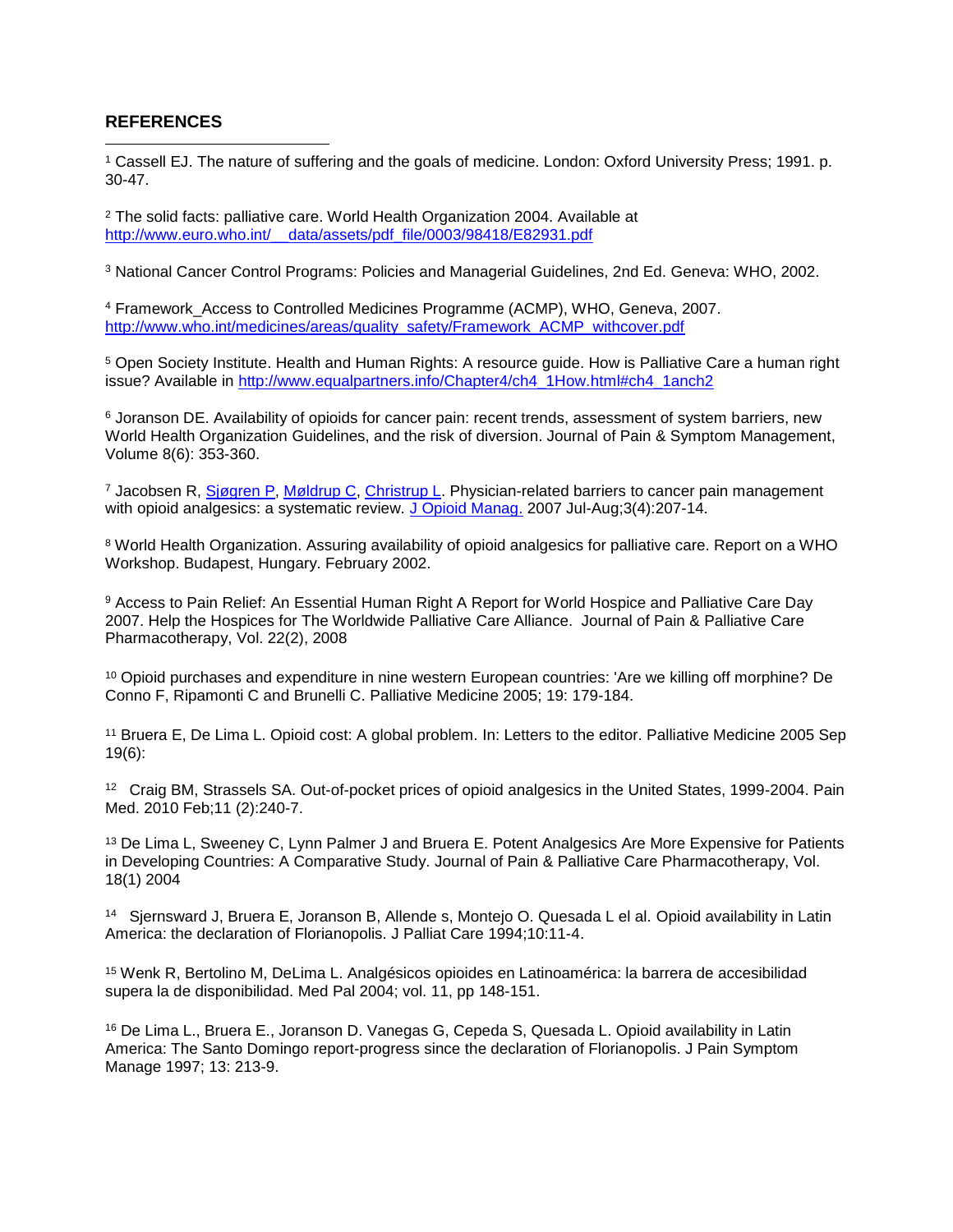## REFERENCES

[1] Cassell EJ. The nature of suffering and the goals of medicine. London: Oxford University Press; 1991. p. 30-47.

[2] The solid facts: palliative care. World Health Organization 2004. Available at http://www.euro.who.int/__data/assets/pdf_file/0003/98418/E82931.pdf

[3] National Cancer Control Programs: Policies and Managerial Guidelines, 2nd Ed. Geneva: WHO, 2002.

[4] Framework_Access to Controlled Medicines Programme (ACMP), WHO, Geneva, 2007. http://www.who.int/medicines/areas/quality_safety/Framework_ACMP_withcover.pdf

[5] Open Society Institute. Health and Human Rights: A resource guide. How is Palliative Care a human right issue? Available in http://www.equalpartners.info/Chapter4/ch4_1How.html#ch4_1anch2

[6] Joranson DE. Availability of opioids for cancer pain: recent trends, assessment of system barriers, new World Health Organization Guidelines, and the risk of diversion. Journal of Pain & Symptom Management, Volume 8(6): 353-360.

[7] Jacobsen R, Sjøgren P, Møldrup C, Christrup L. Physician-related barriers to cancer pain management with opioid analgesics: a systematic review. J Opioid Manag. 2007 Jul-Aug;3(4):207-14.

[8] World Health Organization. Assuring availability of opioid analgesics for palliative care. Report on a WHO Workshop. Budapest, Hungary. February 2002.

[9] Access to Pain Relief: An Essential Human Right A Report for World Hospice and Palliative Care Day 2007. Help the Hospices for The Worldwide Palliative Care Alliance. Journal of Pain & Palliative Care Pharmacotherapy, Vol. 22(2), 2008

[10] Opioid purchases and expenditure in nine western European countries: 'Are we killing off morphine? De Conno F, Ripamonti C and Brunelli C. Palliative Medicine 2005; 19: 179-184.

[11] Bruera E, De Lima L. Opioid cost: A global problem. In: Letters to the editor. Palliative Medicine 2005 Sep 19(6):

[12] Craig BM, Strassels SA. Out-of-pocket prices of opioid analgesics in the United States, 1999-2004. Pain Med. 2010 Feb;11 (2):240-7.

[13] De Lima L, Sweeney C, Lynn Palmer J and Bruera E. Potent Analgesics Are More Expensive for Patients in Developing Countries: A Comparative Study. Journal of Pain & Palliative Care Pharmacotherapy, Vol. 18(1) 2004

[14] Sjernsward J, Bruera E, Joranson B, Allende s, Montejo O. Quesada L el al. Opioid availability in Latin America: the declaration of Florianopolis. J Palliat Care 1994;10:11-4.

[15] Wenk R, Bertolino M, DeLima L. Analgésicos opioides en Latinoamérica: la barrera de accesibilidad supera la de disponibilidad. Med Pal 2004; vol. 11, pp 148-151.

[16] De Lima L., Bruera E., Joranson D. Vanegas G, Cepeda S, Quesada L. Opioid availability in Latin America: The Santo Domingo report-progress since the declaration of Florianopolis. J Pain Symptom Manage 1997; 13: 213-9.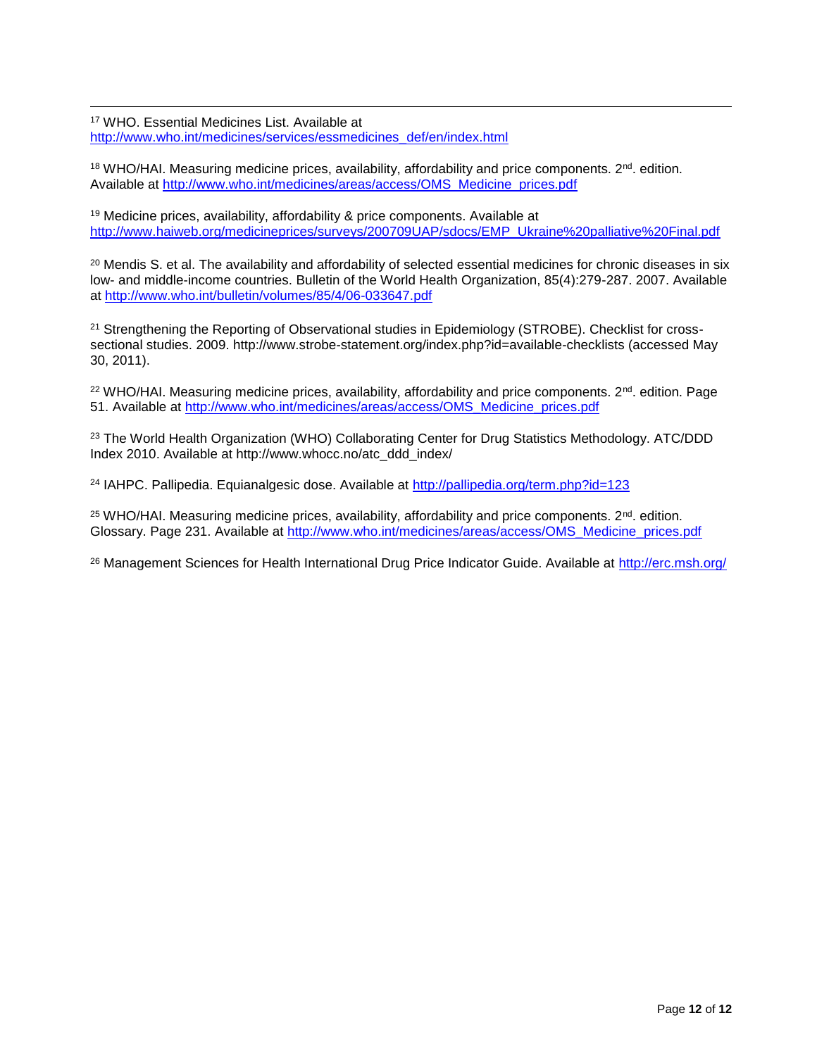[17] WHO. Essential Medicines List. Available at http://www.who.int/medicines/services/essmedicines_def/en/index.html

[18] WHO/HAI. Measuring medicine prices, availability, affordability and price components. 2nd. edition. Available at http://www.who.int/medicines/areas/access/OMS_Medicine_prices.pdf

[19] Medicine prices, availability, affordability & price components. Available at http://www.haiweb.org/medicineprices/surveys/200709UAP/sdocs/EMP_Ukraine%20palliative%20Final.pdf

[20] Mendis S. et al. The availability and affordability of selected essential medicines for chronic diseases in six low- and middle-income countries. Bulletin of the World Health Organization, 85(4):279-287. 2007. Available at http://www.who.int/bulletin/volumes/85/4/06-033647.pdf

[21] Strengthening the Reporting of Observational studies in Epidemiology (STROBE). Checklist for cross-sectional studies. 2009. http://www.strobe-statement.org/index.php?id=available-checklists (accessed May 30, 2011).

[22] WHO/HAI. Measuring medicine prices, availability, affordability and price components. 2nd. edition. Page 51. Available at http://www.who.int/medicines/areas/access/OMS_Medicine_prices.pdf

[23] The World Health Organization (WHO) Collaborating Center for Drug Statistics Methodology. ATC/DDD Index 2010. Available at http://www.whocc.no/atc_ddd_index/

[24] IAHPC. Pallipedia. Equianalgesic dose. Available at http://pallipedia.org/term.php?id=123

[25] WHO/HAI. Measuring medicine prices, availability, affordability and price components. 2nd. edition. Glossary. Page 231. Available at http://www.who.int/medicines/areas/access/OMS_Medicine_prices.pdf

[26] Management Sciences for Health International Drug Price Indicator Guide. Available at http://erc.msh.org/